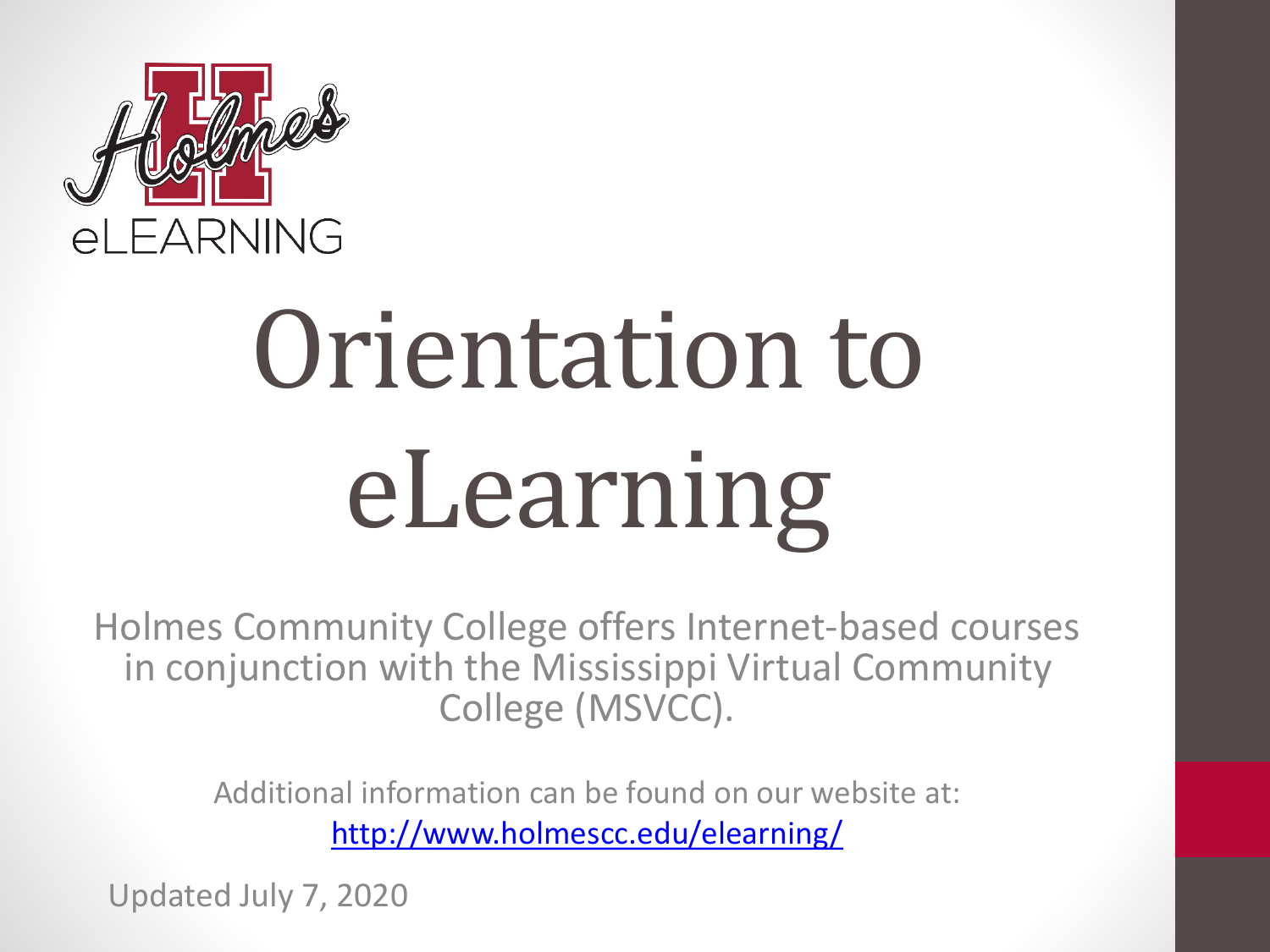Holmes eLEARNING

# Orientation to eLearning

Holmes Community College offers Internet-based courses in conjunction with the Mississippi Virtual Community College (MSVCC).

Additional information can be found on our website at: http://www.holmescc.edu/elearning/

Updated July 7, 2020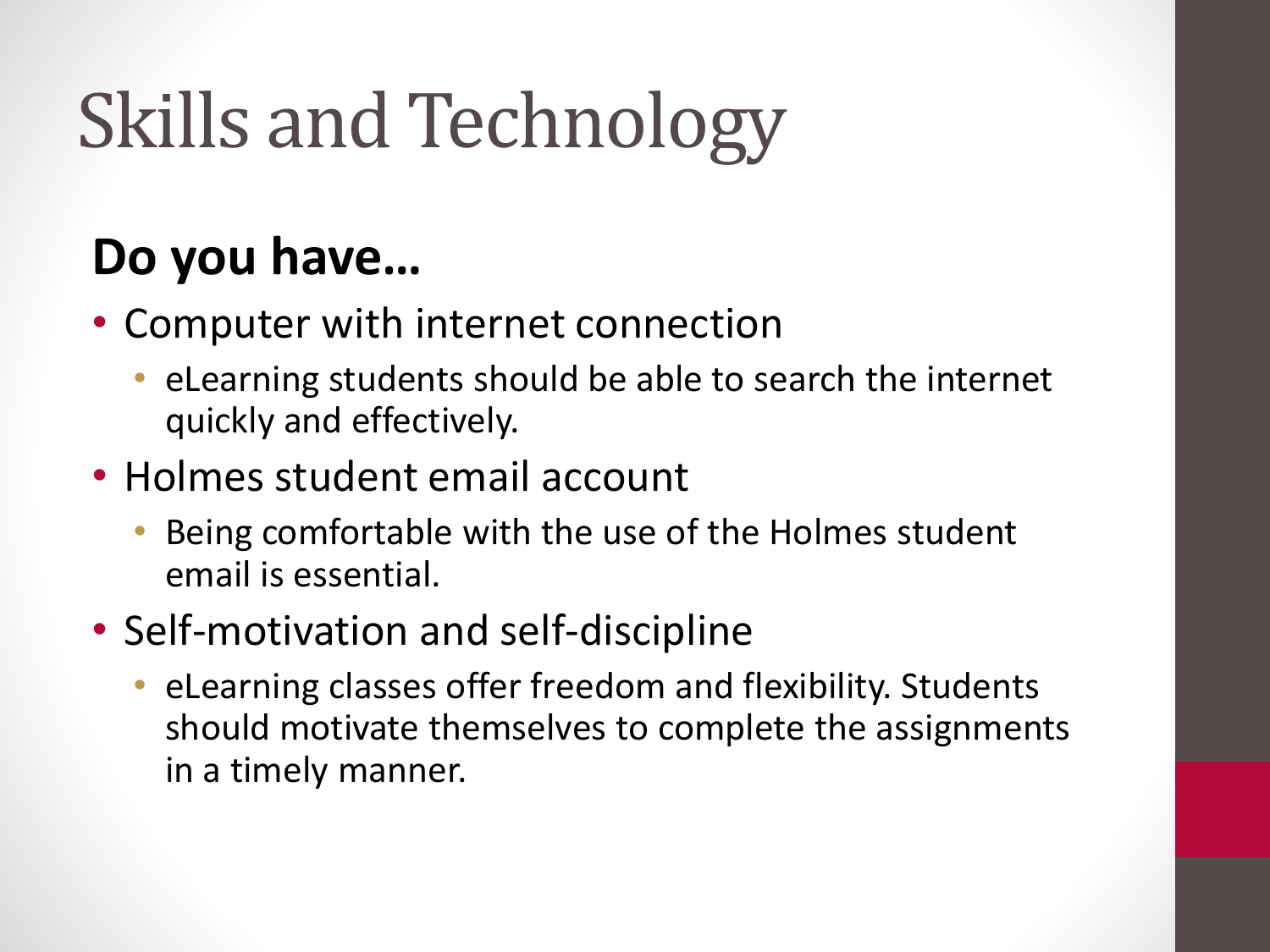# Skills and Technology

**Do you have…**

- Computer with internet connection
  - eLearning students should be able to search the internet quickly and effectively.
- Holmes student email account
  - Being comfortable with the use of the Holmes student email is essential.
- Self-motivation and self-discipline
  - eLearning classes offer freedom and flexibility. Students should motivate themselves to complete the assignments in a timely manner.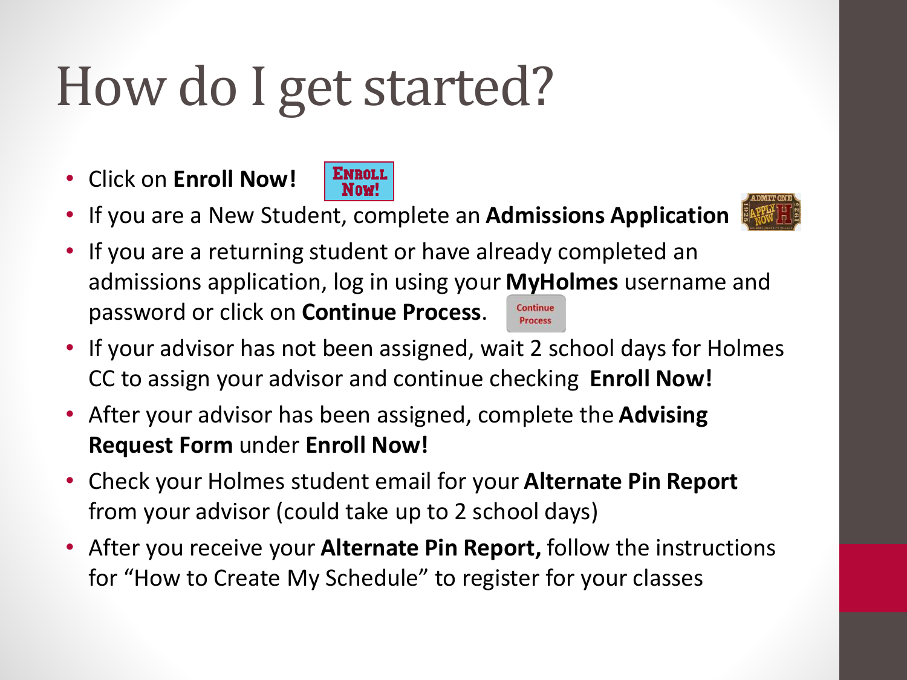# How do I get started?

- Click on **Enroll Now!**
- If you are a New Student, complete an **Admissions Application**
- If you are a returning student or have already completed an admissions application, log in using your **MyHolmes** username and password or click on **Continue Process**.
- If your advisor has not been assigned, wait 2 school days for Holmes CC to assign your advisor and continue checking **Enroll Now!**
- After your advisor has been assigned, complete the **Advising Request Form** under **Enroll Now!**
- Check your Holmes student email for your **Alternate Pin Report** from your advisor (could take up to 2 school days)
- After you receive your **Alternate Pin Report,** follow the instructions for "How to Create My Schedule" to register for your classes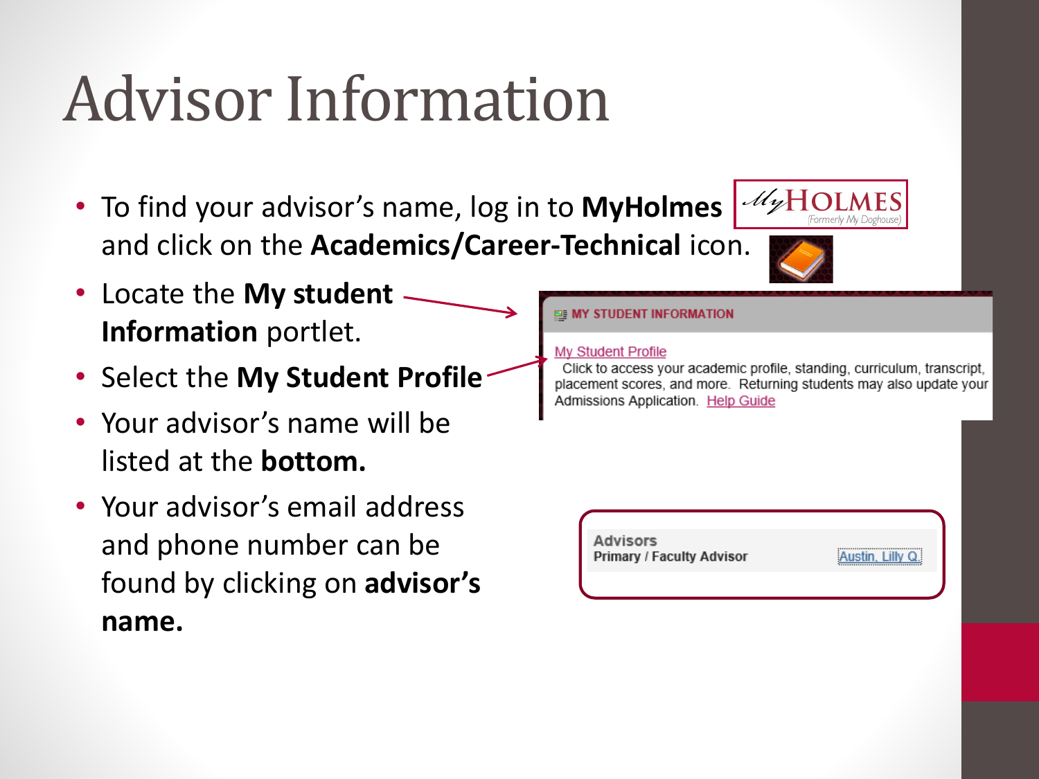# Advisor Information

- To find your advisor's name, log in to **MyHolmes** and click on the **Academics/Career-Technical** icon.
- Locate the **My student Information** portlet.
- Select the **My Student Profile**
- Your advisor's name will be listed at the **bottom.**
- Your advisor's email address and phone number can be found by clicking on **advisor's name.**

MY STUDENT INFORMATION

My Student Profile
Click to access your academic profile, standing, curriculum, transcript, placement scores, and more. Returning students may also update your Admissions Application. Help Guide

Advisors
Primary / Faculty Advisor — Austin, Lilly Q.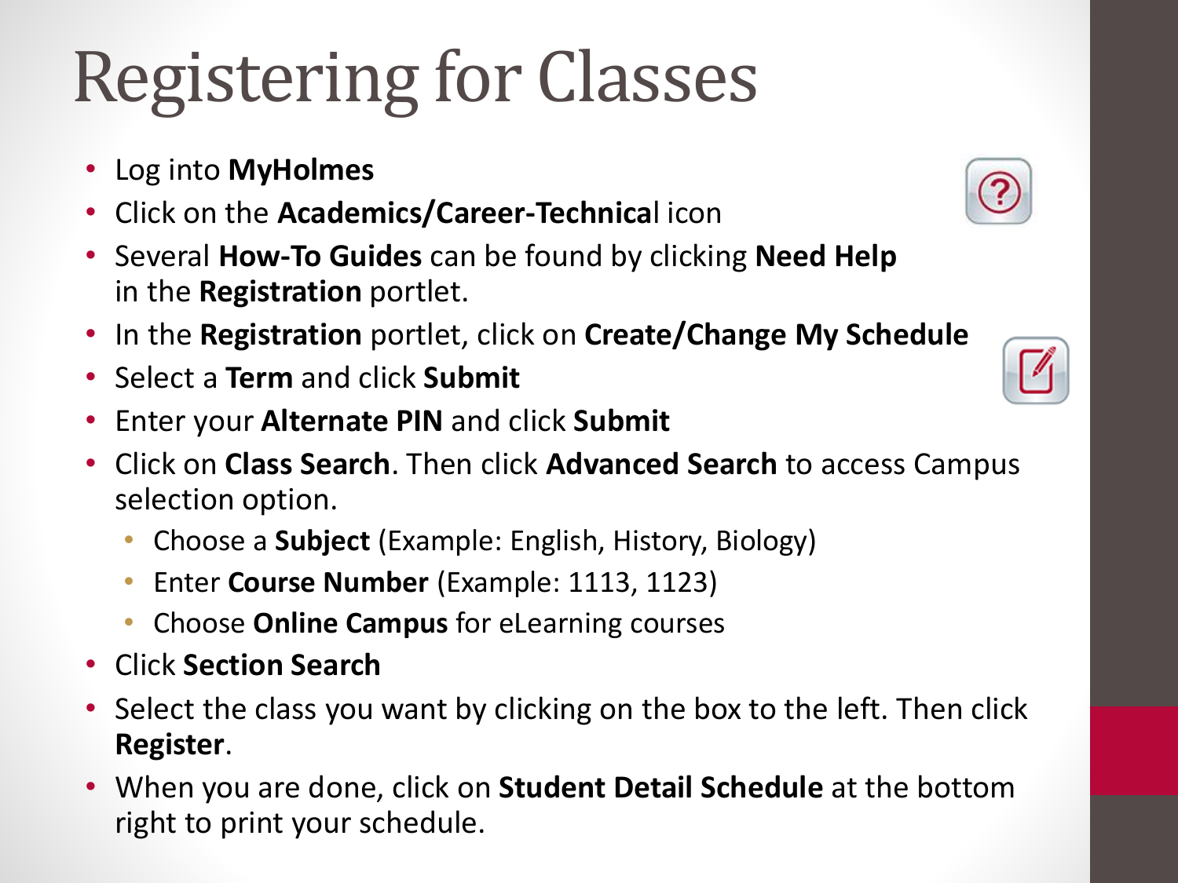# Registering for Classes

- Log into **MyHolmes**
- Click on the **Academics/Career-Technica**l icon
- Several **How-To Guides** can be found by clicking **Need Help** in the **Registration** portlet.
- In the **Registration** portlet, click on **Create/Change My Schedule**
- Select a **Term** and click **Submit**
- Enter your **Alternate PIN** and click **Submit**
- Click on **Class Search**. Then click **Advanced Search** to access Campus selection option.
  - Choose a **Subject** (Example: English, History, Biology)
  - Enter **Course Number** (Example: 1113, 1123)
  - Choose **Online Campus** for eLearning courses
- Click **Section Search**
- Select the class you want by clicking on the box to the left. Then click **Register**.
- When you are done, click on **Student Detail Schedule** at the bottom right to print your schedule.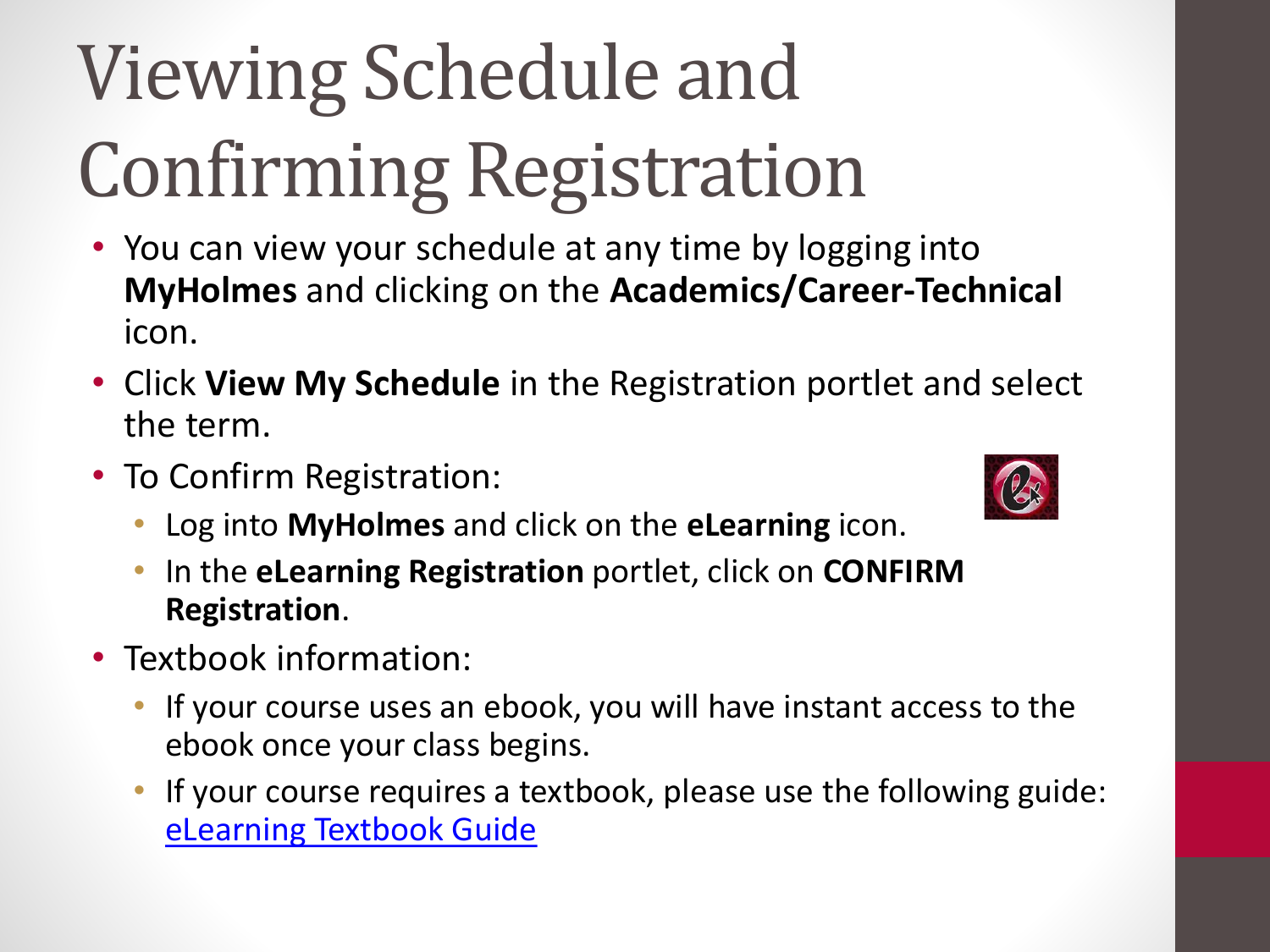# Viewing Schedule and Confirming Registration

- You can view your schedule at any time by logging into **MyHolmes** and clicking on the **Academics/Career-Technical** icon.
- Click **View My Schedule** in the Registration portlet and select the term.
- To Confirm Registration:
  - Log into **MyHolmes** and click on the **eLearning** icon.
  - In the **eLearning Registration** portlet, click on **CONFIRM Registration**.
- Textbook information:
  - If your course uses an ebook, you will have instant access to the ebook once your class begins.
  - If your course requires a textbook, please use the following guide: eLearning Textbook Guide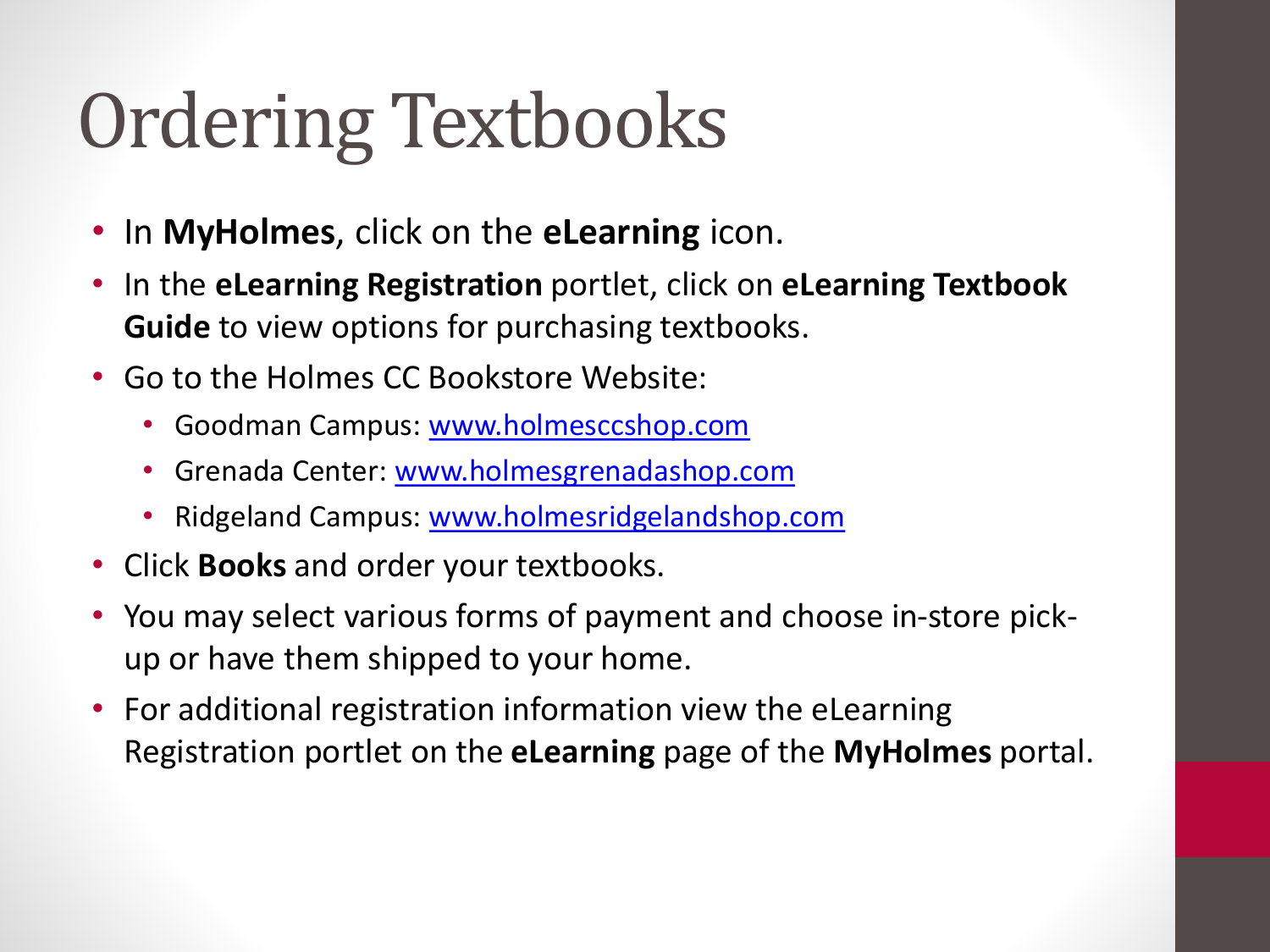# Ordering Textbooks

- In **MyHolmes**, click on the **eLearning** icon.
- In the **eLearning Registration** portlet, click on **eLearning Textbook Guide** to view options for purchasing textbooks.
- Go to the Holmes CC Bookstore Website:
  - Goodman Campus: [www.holmesccshop.com](http://www.holmesccshop.com)
  - Grenada Center: [www.holmesgrenadashop.com](http://www.holmesgrenadashop.com)
  - Ridgeland Campus: [www.holmesridgelandshop.com](http://www.holmesridgelandshop.com)
- Click **Books** and order your textbooks.
- You may select various forms of payment and choose in-store pick-up or have them shipped to your home.
- For additional registration information view the eLearning Registration portlet on the **eLearning** page of the **MyHolmes** portal.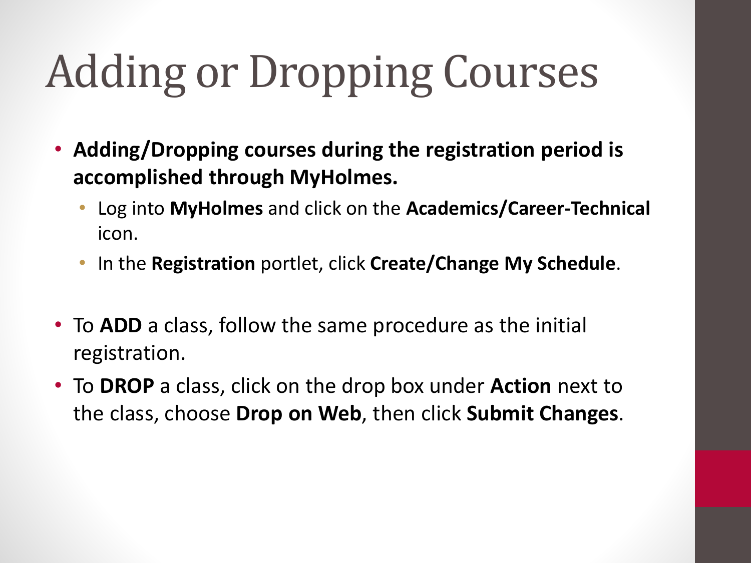# Adding or Dropping Courses

- **Adding/Dropping courses during the registration period is accomplished through MyHolmes.**
  - Log into **MyHolmes** and click on the **Academics/Career-Technical** icon.
  - In the **Registration** portlet, click **Create/Change My Schedule**.

- To **ADD** a class, follow the same procedure as the initial registration.
- To **DROP** a class, click on the drop box under **Action** next to the class, choose **Drop on Web**, then click **Submit Changes**.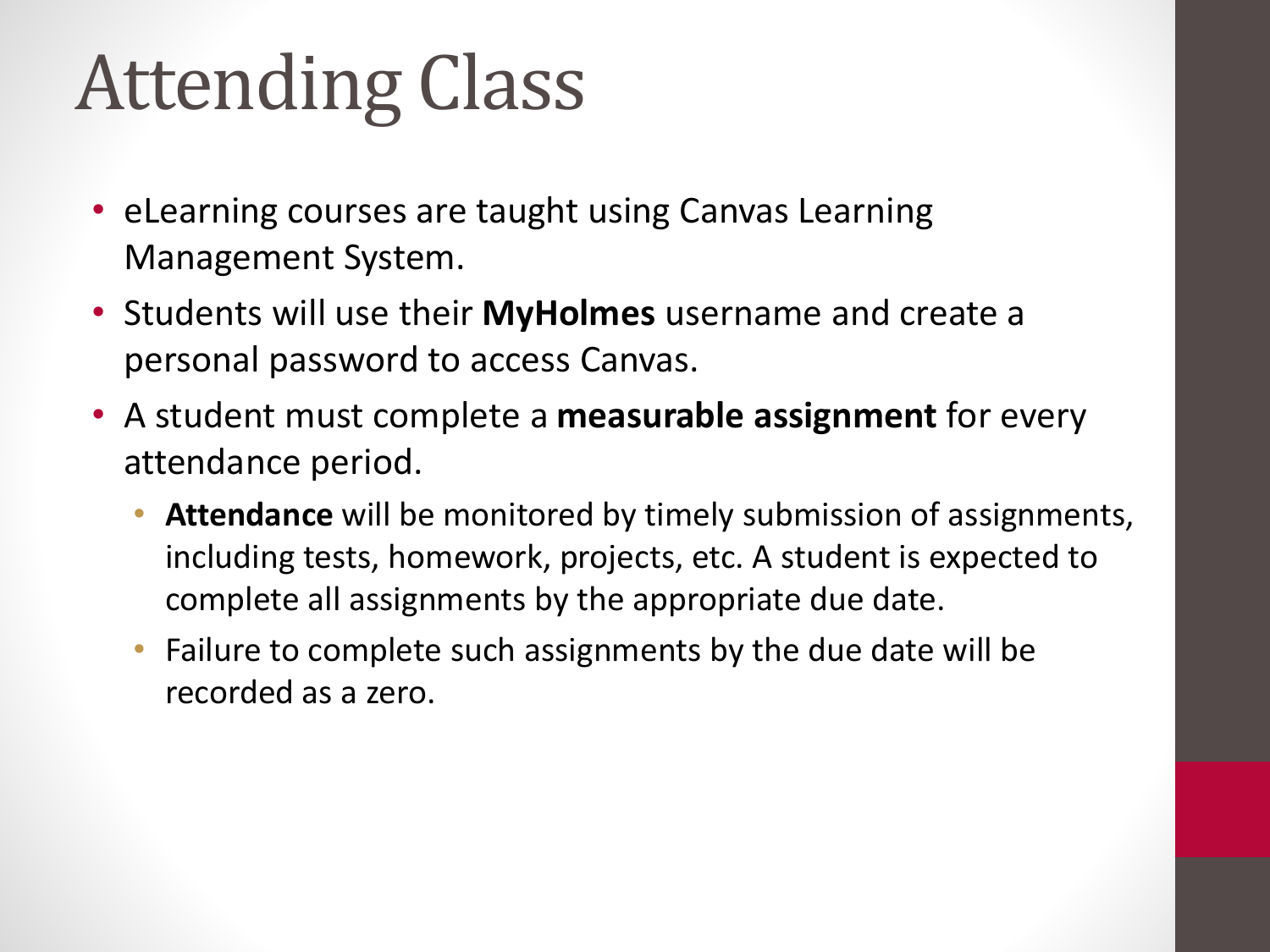# Attending Class

- eLearning courses are taught using Canvas Learning Management System.
- Students will use their **MyHolmes** username and create a personal password to access Canvas.
- A student must complete a **measurable assignment** for every attendance period.
  - **Attendance** will be monitored by timely submission of assignments, including tests, homework, projects, etc. A student is expected to complete all assignments by the appropriate due date.
  - Failure to complete such assignments by the due date will be recorded as a zero.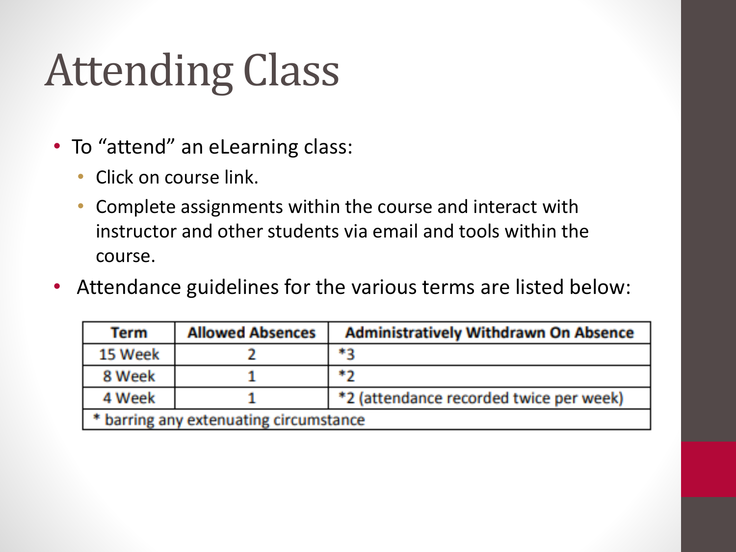# Attending Class

- To "attend" an eLearning class:
  - Click on course link.
  - Complete assignments within the course and interact with instructor and other students via email and tools within the course.
- Attendance guidelines for the various terms are listed below:

| Term | Allowed Absences | Administratively Withdrawn On Absence |
|---|---|---|
| 15 Week | 2 | *3 |
| 8 Week | 1 | *2 |
| 4 Week | 1 | *2 (attendance recorded twice per week) |
| * barring any extenuating circumstance | | |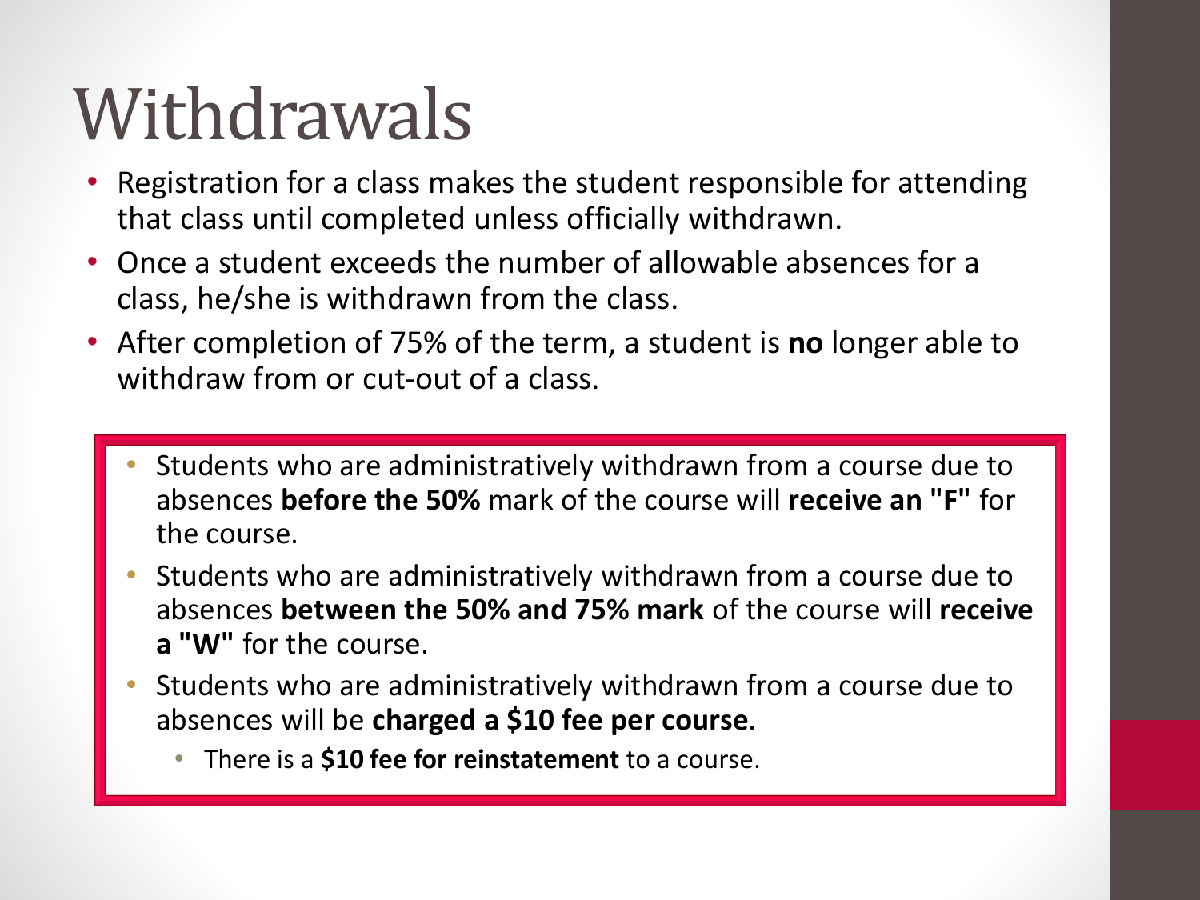# Withdrawals

- Registration for a class makes the student responsible for attending that class until completed unless officially withdrawn.
- Once a student exceeds the number of allowable absences for a class, he/she is withdrawn from the class.
- After completion of 75% of the term, a student is **no** longer able to withdraw from or cut-out of a class.

- Students who are administratively withdrawn from a course due to absences **before the 50%** mark of the course will **receive an "F"** for the course.
- Students who are administratively withdrawn from a course due to absences **between the 50% and 75% mark** of the course will **receive a "W"** for the course.
- Students who are administratively withdrawn from a course due to absences will be **charged a $10 fee per course**.
  - There is a **$10 fee for reinstatement** to a course.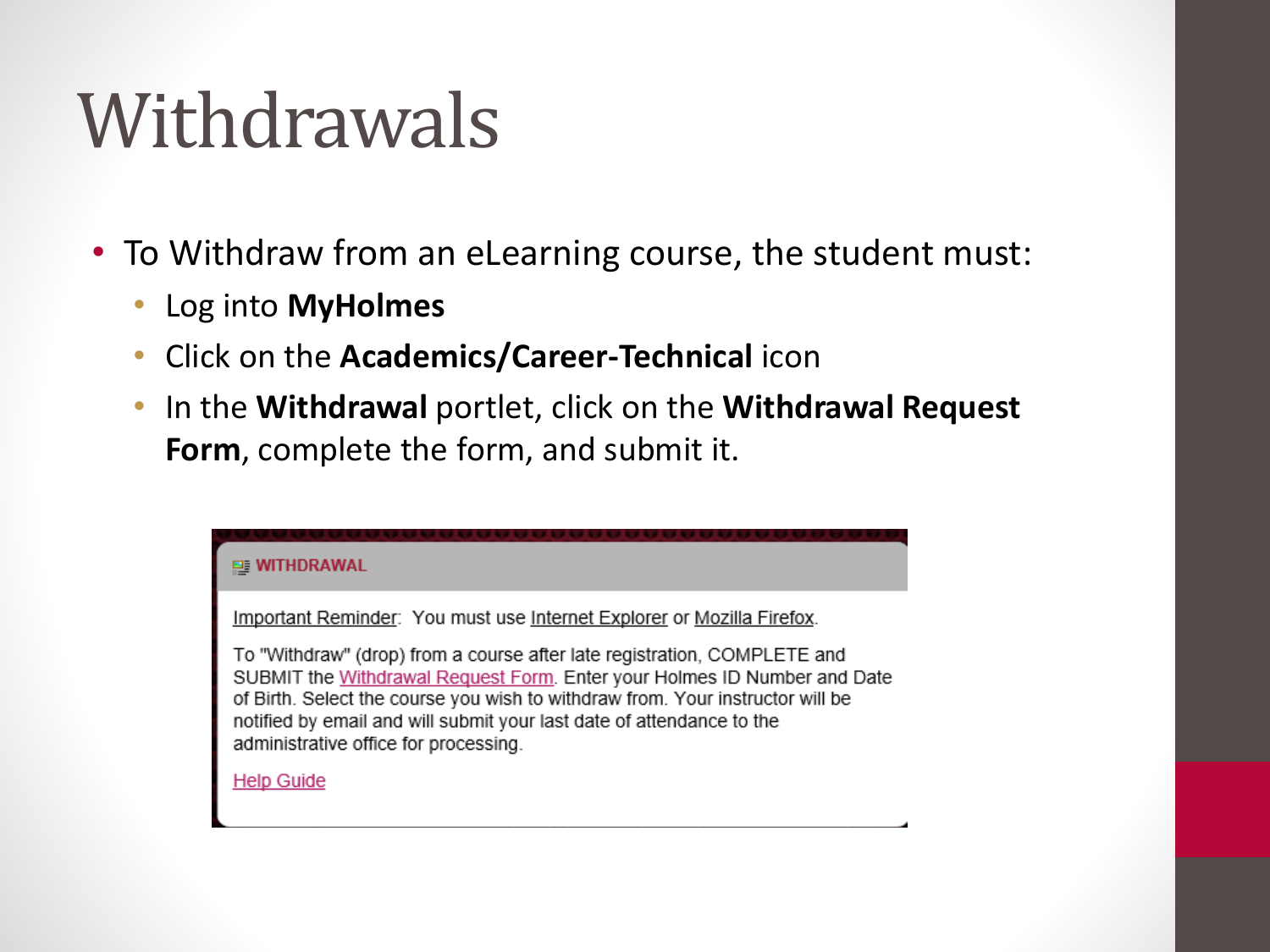# Withdrawals

- To Withdraw from an eLearning course, the student must:
  - Log into **MyHolmes**
  - Click on the **Academics/Career-Technical** icon
  - In the **Withdrawal** portlet, click on the **Withdrawal Request Form**, complete the form, and submit it.

WITHDRAWAL

Important Reminder: You must use Internet Explorer or Mozilla Firefox.

To "Withdraw" (drop) from a course after late registration, COMPLETE and SUBMIT the Withdrawal Request Form. Enter your Holmes ID Number and Date of Birth. Select the course you wish to withdraw from. Your instructor will be notified by email and will submit your last date of attendance to the administrative office for processing.

Help Guide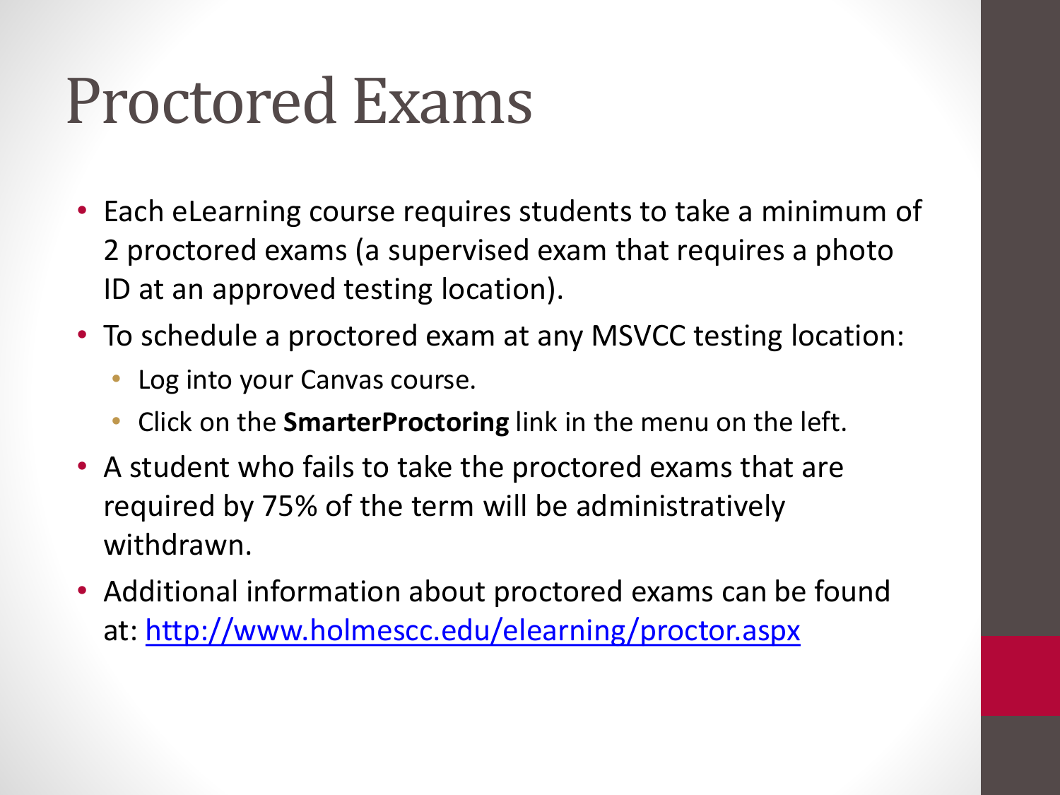# Proctored Exams

- Each eLearning course requires students to take a minimum of 2 proctored exams (a supervised exam that requires a photo ID at an approved testing location).
- To schedule a proctored exam at any MSVCC testing location:
  - Log into your Canvas course.
  - Click on the **SmarterProctoring** link in the menu on the left.
- A student who fails to take the proctored exams that are required by 75% of the term will be administratively withdrawn.
- Additional information about proctored exams can be found at: [http://www.holmescc.edu/elearning/proctor.aspx](http://www.holmescc.edu/elearning/proctor.aspx)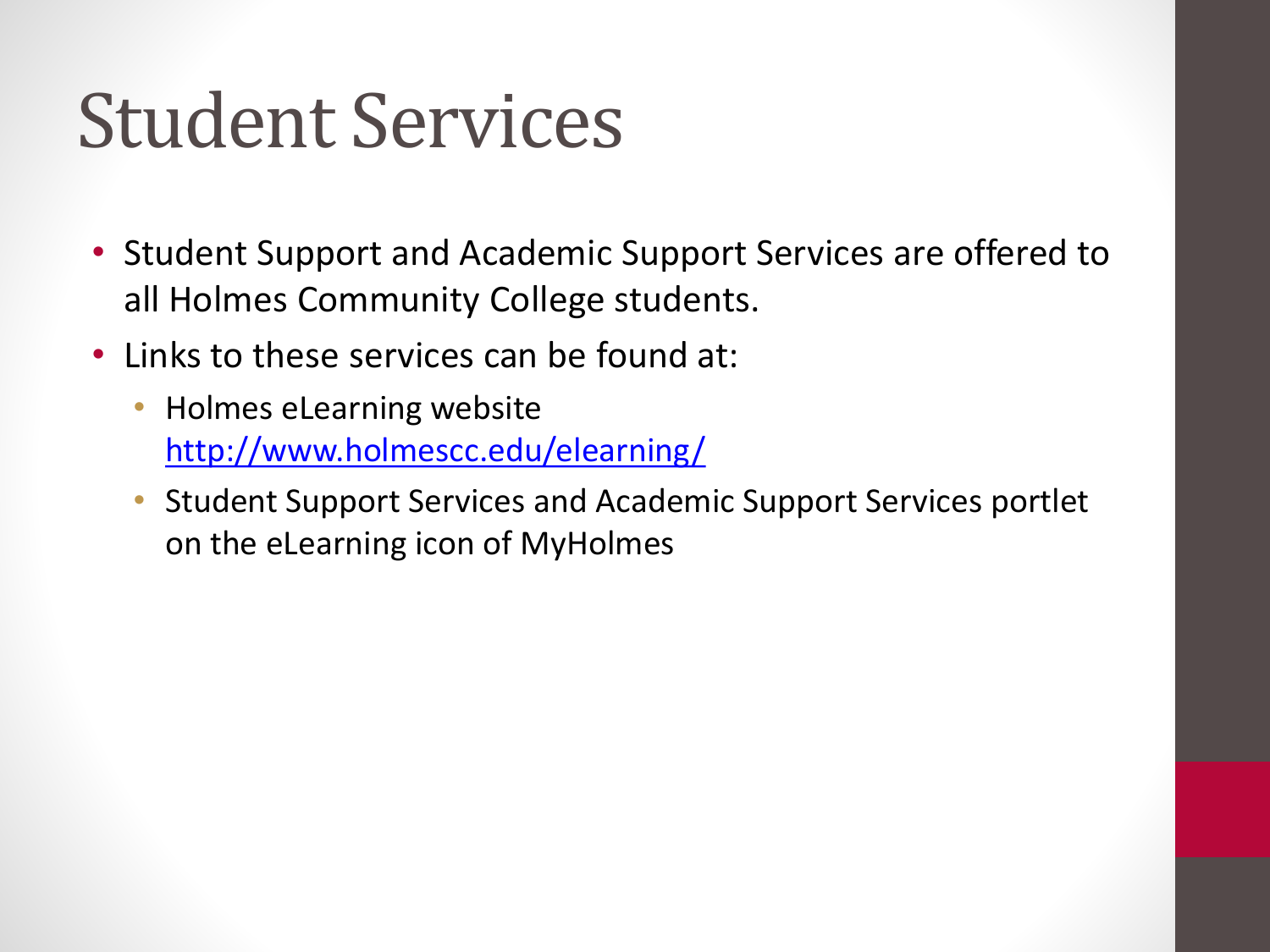# Student Services

- Student Support and Academic Support Services are offered to all Holmes Community College students.
- Links to these services can be found at:
  - Holmes eLearning website http://www.holmescc.edu/elearning/
  - Student Support Services and Academic Support Services portlet on the eLearning icon of MyHolmes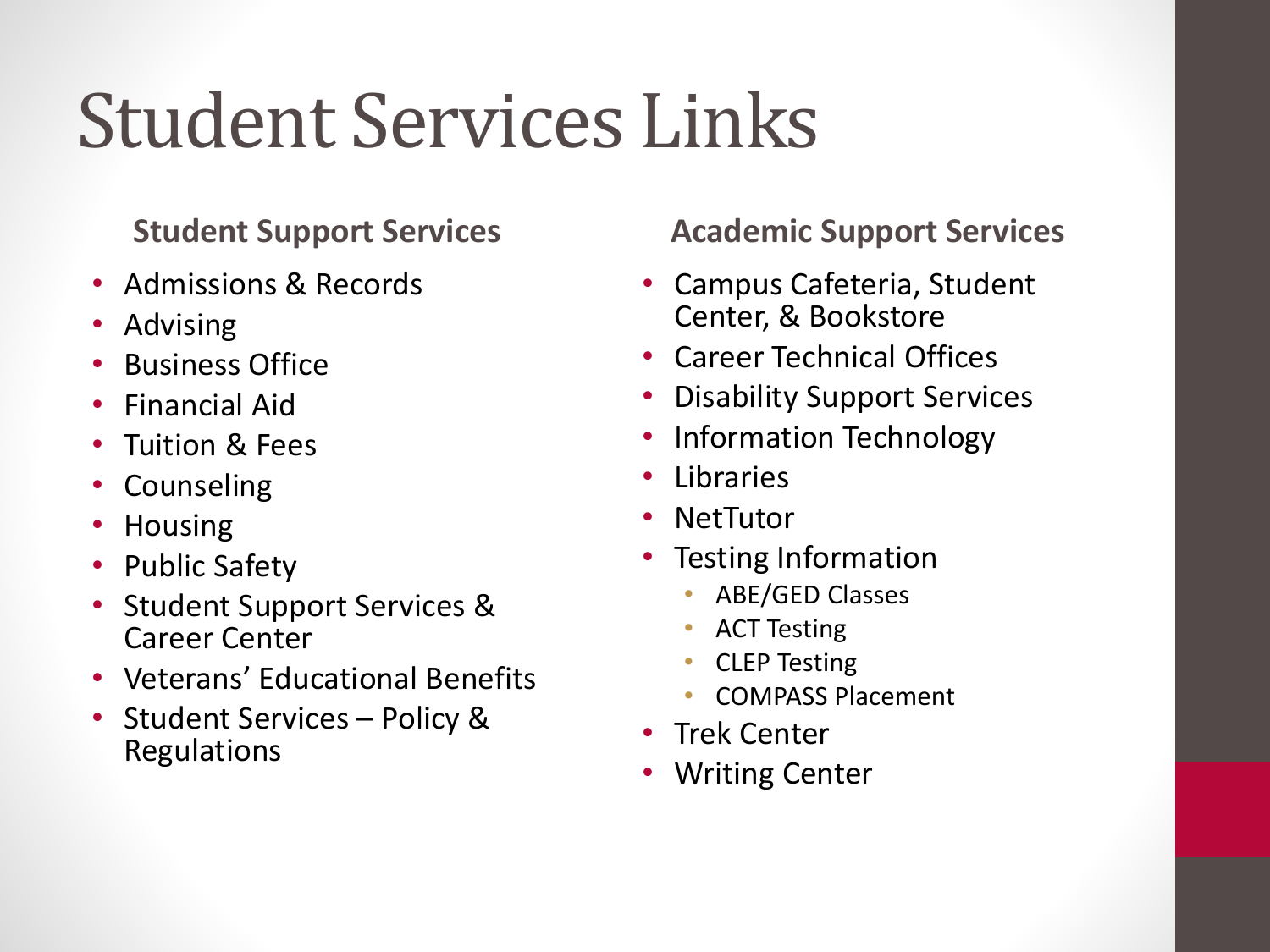# Student Services Links

## Student Support Services

- Admissions & Records
- Advising
- Business Office
- Financial Aid
- Tuition & Fees
- Counseling
- Housing
- Public Safety
- Student Support Services & Career Center
- Veterans' Educational Benefits
- Student Services – Policy & Regulations

## Academic Support Services

- Campus Cafeteria, Student Center, & Bookstore
- Career Technical Offices
- Disability Support Services
- Information Technology
- Libraries
- NetTutor
- Testing Information
  - ABE/GED Classes
  - ACT Testing
  - CLEP Testing
  - COMPASS Placement
- Trek Center
- Writing Center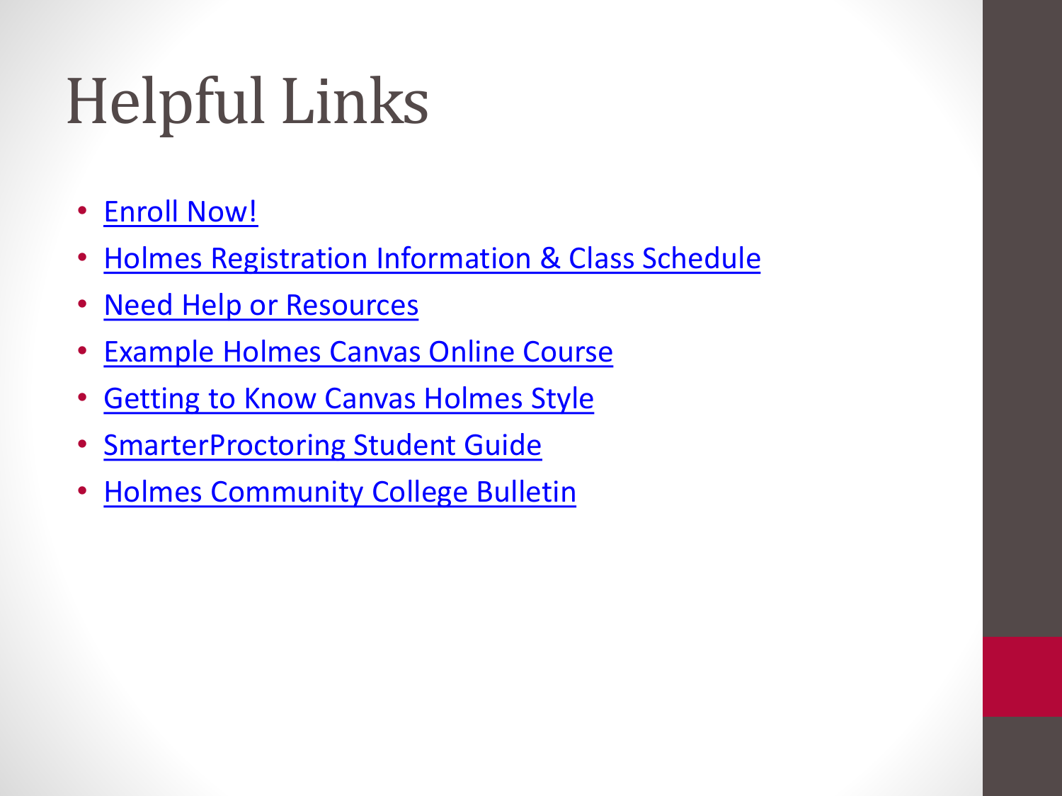# Helpful Links

- Enroll Now!
- Holmes Registration Information & Class Schedule
- Need Help or Resources
- Example Holmes Canvas Online Course
- Getting to Know Canvas Holmes Style
- SmarterProctoring Student Guide
- Holmes Community College Bulletin